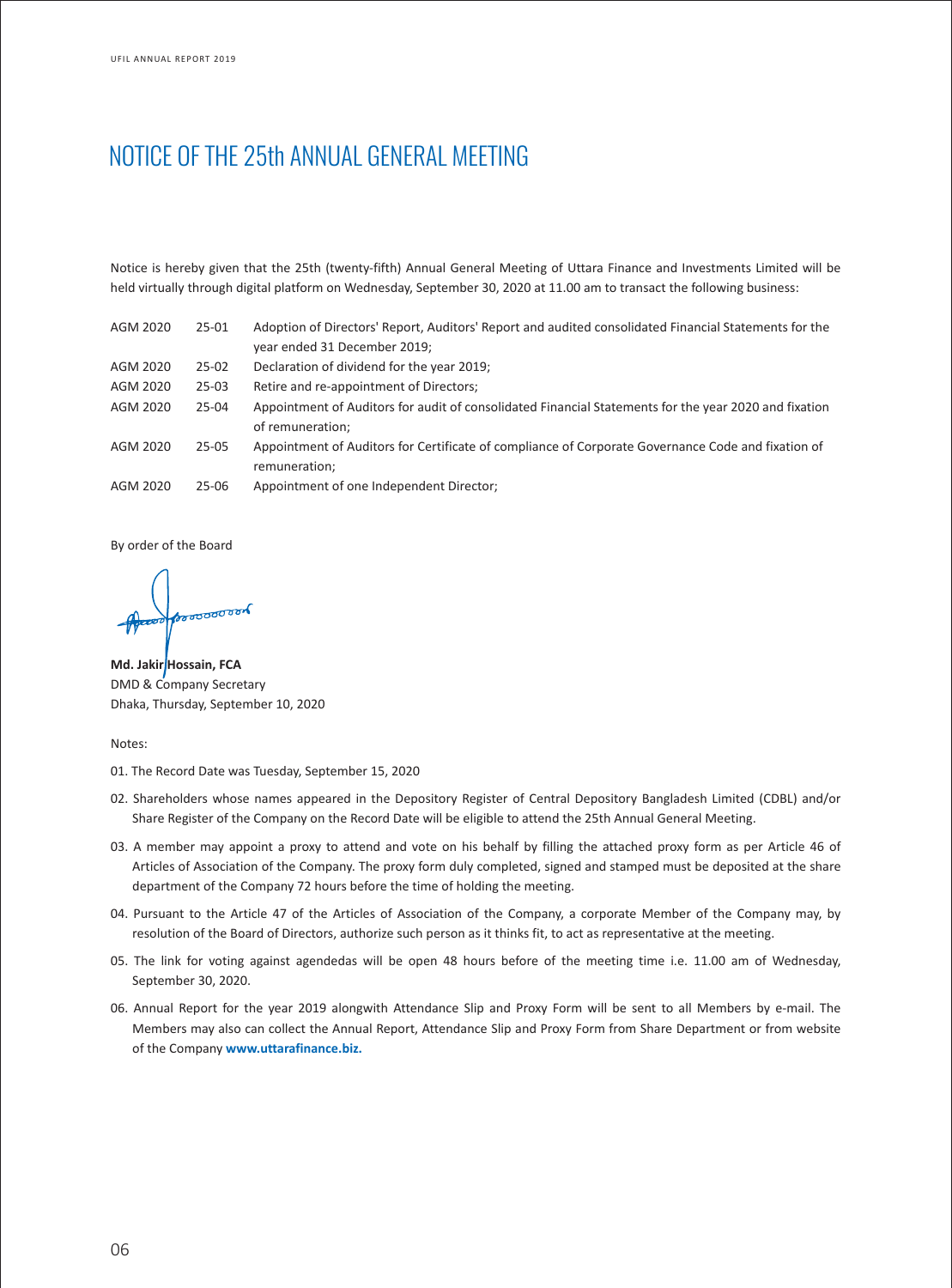# NOTICE OF THE 25th ANNUAL GENERAL MEETING

Notice is hereby given that the 25th (twenty-fifth) Annual General Meeting of Uttara Finance and Investments Limited will be held virtually through digital platform on Wednesday, September 30, 2020 at 11.00 am to transact the following business:

| | | |
|---|---|---|
| AGM 2020 | 25-01 | Adoption of Directors' Report, Auditors' Report and audited consolidated Financial Statements for the year ended 31 December 2019; |
| AGM 2020 | 25-02 | Declaration of dividend for the year 2019; |
| AGM 2020 | 25-03 | Retire and re-appointment of Directors; |
| AGM 2020 | 25-04 | Appointment of Auditors for audit of consolidated Financial Statements for the year 2020 and fixation of remuneration; |
| AGM 2020 | 25-05 | Appointment of Auditors for Certificate of compliance of Corporate Governance Code and fixation of remuneration; |
| AGM 2020 | 25-06 | Appointment of one Independent Director; |

By order of the Board

**Md. Jakir Hossain, FCA**
DMD & Company Secretary
Dhaka, Thursday, September 10, 2020

Notes:

01. The Record Date was Tuesday, September 15, 2020
02. Shareholders whose names appeared in the Depository Register of Central Depository Bangladesh Limited (CDBL) and/or Share Register of the Company on the Record Date will be eligible to attend the 25th Annual General Meeting.
03. A member may appoint a proxy to attend and vote on his behalf by filling the attached proxy form as per Article 46 of Articles of Association of the Company. The proxy form duly completed, signed and stamped must be deposited at the share department of the Company 72 hours before the time of holding the meeting.
04. Pursuant to the Article 47 of the Articles of Association of the Company, a corporate Member of the Company may, by resolution of the Board of Directors, authorize such person as it thinks fit, to act as representative at the meeting.
05. The link for voting against agendedas will be open 48 hours before of the meeting time i.e. 11.00 am of Wednesday, September 30, 2020.
06. Annual Report for the year 2019 alongwith Attendance Slip and Proxy Form will be sent to all Members by e-mail. The Members may also can collect the Annual Report, Attendance Slip and Proxy Form from Share Department or from website of the Company **www.uttarafinance.biz.**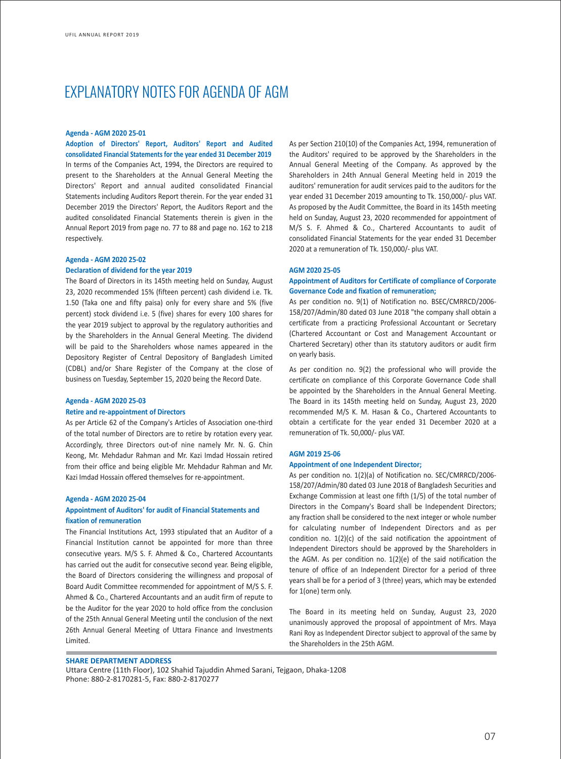# EXPLANATORY NOTES FOR AGENDA OF AGM

### Agenda - AGM 2020 25-01

**Adoption of Directors' Report, Auditors' Report and Audited consolidated Financial Statements for the year ended 31 December 2019**

In terms of the Companies Act, 1994, the Directors are required to present to the Shareholders at the Annual General Meeting the Directors' Report and annual audited consolidated Financial Statements including Auditors Report therein. For the year ended 31 December 2019 the Directors' Report, the Auditors Report and the audited consolidated Financial Statements therein is given in the Annual Report 2019 from page no. 77 to 88 and page no. 162 to 218 respectively.

### Agenda - AGM 2020 25-02

**Declaration of dividend for the year 2019**

The Board of Directors in its 145th meeting held on Sunday, August 23, 2020 recommended 15% (fifteen percent) cash dividend i.e. Tk. 1.50 (Taka one and fifty paisa) only for every share and 5% (five percent) stock dividend i.e. 5 (five) shares for every 100 shares for the year 2019 subject to approval by the regulatory authorities and by the Shareholders in the Annual General Meeting. The dividend will be paid to the Shareholders whose names appeared in the Depository Register of Central Depository of Bangladesh Limited (CDBL) and/or Share Register of the Company at the close of business on Tuesday, September 15, 2020 being the Record Date.

### Agenda - AGM 2020 25-03

**Retire and re-appointment of Directors**

As per Article 62 of the Company's Articles of Association one-third of the total number of Directors are to retire by rotation every year. Accordingly, three Directors out-of nine namely Mr. N. G. Chin Keong, Mr. Mehdadur Rahman and Mr. Kazi Imdad Hossain retired from their office and being eligible Mr. Mehdadur Rahman and Mr. Kazi Imdad Hossain offered themselves for re-appointment.

### Agenda - AGM 2020 25-04

**Appointment of Auditors' for audit of Financial Statements and fixation of remuneration**

The Financial Institutions Act, 1993 stipulated that an Auditor of a Financial Institution cannot be appointed for more than three consecutive years. M/S S. F. Ahmed & Co., Chartered Accountants has carried out the audit for consecutive second year. Being eligible, the Board of Directors considering the willingness and proposal of Board Audit Committee recommended for appointment of M/S S. F. Ahmed & Co., Chartered Accountants and an audit firm of repute to be the Auditor for the year 2020 to hold office from the conclusion of the 25th Annual General Meeting until the conclusion of the next 26th Annual General Meeting of Uttara Finance and Investments Limited.

As per Section 210(10) of the Companies Act, 1994, remuneration of the Auditors' required to be approved by the Shareholders in the Annual General Meeting of the Company. As approved by the Shareholders in 24th Annual General Meeting held in 2019 the auditors' remuneration for audit services paid to the auditors for the year ended 31 December 2019 amounting to Tk. 150,000/- plus VAT. As proposed by the Audit Committee, the Board in its 145th meeting held on Sunday, August 23, 2020 recommended for appointment of M/S S. F. Ahmed & Co., Chartered Accountants to audit of consolidated Financial Statements for the year ended 31 December 2020 at a remuneration of Tk. 150,000/- plus VAT.

### AGM 2020 25-05

**Appointment of Auditors for Certificate of compliance of Corporate Governance Code and fixation of remuneration;**

As per condition no. 9(1) of Notification no. BSEC/CMRRCD/2006-158/207/Admin/80 dated 03 June 2018 "the company shall obtain a certificate from a practicing Professional Accountant or Secretary (Chartered Accountant or Cost and Management Accountant or Chartered Secretary) other than its statutory auditors or audit firm on yearly basis.

As per condition no. 9(2) the professional who will provide the certificate on compliance of this Corporate Governance Code shall be appointed by the Shareholders in the Annual General Meeting. The Board in its 145th meeting held on Sunday, August 23, 2020 recommended M/S K. M. Hasan & Co., Chartered Accountants to obtain a certificate for the year ended 31 December 2020 at a remuneration of Tk. 50,000/- plus VAT.

### AGM 2019 25-06

**Appointment of one Independent Director;**

As per condition no. 1(2)(a) of Notification no. SEC/CMRRCD/2006-158/207/Admin/80 dated 03 June 2018 of Bangladesh Securities and Exchange Commission at least one fifth (1/5) of the total number of Directors in the Company's Board shall be Independent Directors; any fraction shall be considered to the next integer or whole number for calculating number of Independent Directors and as per condition no. 1(2)(c) of the said notification the appointment of Independent Directors should be approved by the Shareholders in the AGM. As per condition no. 1(2)(e) of the said notification the tenure of office of an Independent Director for a period of three years shall be for a period of 3 (three) years, which may be extended for 1(one) term only.

The Board in its meeting held on Sunday, August 23, 2020 unanimously approved the proposal of appointment of Mrs. Maya Rani Roy as Independent Director subject to approval of the same by the Shareholders in the 25th AGM.

**SHARE DEPARTMENT ADDRESS**

Uttara Centre (11th Floor), 102 Shahid Tajuddin Ahmed Sarani, Tejgaon, Dhaka-1208
Phone: 880-2-8170281-5, Fax: 880-2-8170277